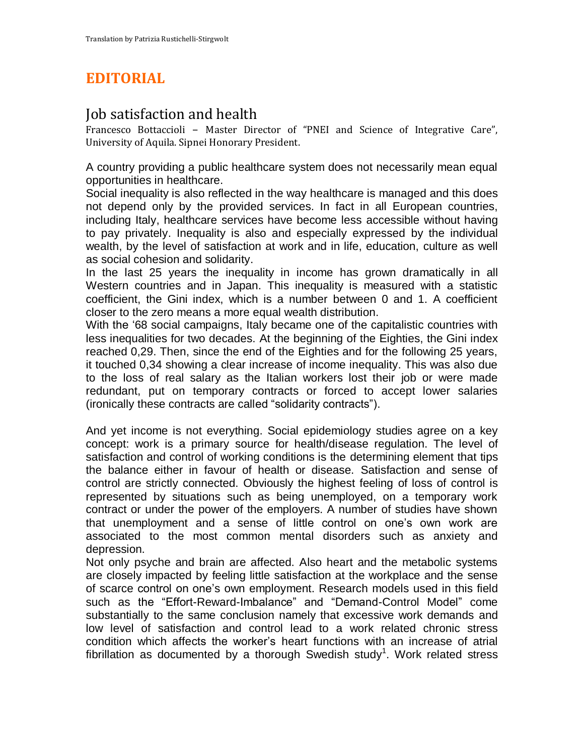Translation by Patrizia Rustichelli-Stirgwolt

# EDITORIAL

## Job satisfaction and health

Francesco Bottaccioli – Master Director of "PNEI and Science of Integrative Care", University of Aquila. Sipnei Honorary President.

A country providing a public healthcare system does not necessarily mean equal opportunities in healthcare.

Social inequality is also reflected in the way healthcare is managed and this does not depend only by the provided services. In fact in all European countries, including Italy, healthcare services have become less accessible without having to pay privately. Inequality is also and especially expressed by the individual wealth, by the level of satisfaction at work and in life, education, culture as well as social cohesion and solidarity.

In the last 25 years the inequality in income has grown dramatically in all Western countries and in Japan. This inequality is measured with a statistic coefficient, the Gini index, which is a number between 0 and 1. A coefficient closer to the zero means a more equal wealth distribution.

With the '68 social campaigns, Italy became one of the capitalistic countries with less inequalities for two decades. At the beginning of the Eighties, the Gini index reached 0,29. Then, since the end of the Eighties and for the following 25 years, it touched 0,34 showing a clear increase of income inequality. This was also due to the loss of real salary as the Italian workers lost their job or were made redundant, put on temporary contracts or forced to accept lower salaries (ironically these contracts are called "solidarity contracts").

And yet income is not everything. Social epidemiology studies agree on a key concept: work is a primary source for health/disease regulation. The level of satisfaction and control of working conditions is the determining element that tips the balance either in favour of health or disease. Satisfaction and sense of control are strictly connected. Obviously the highest feeling of loss of control is represented by situations such as being unemployed, on a temporary work contract or under the power of the employers. A number of studies have shown that unemployment and a sense of little control on one's own work are associated to the most common mental disorders such as anxiety and depression.

Not only psyche and brain are affected. Also heart and the metabolic systems are closely impacted by feeling little satisfaction at the workplace and the sense of scarce control on one's own employment. Research models used in this field such as the "Effort-Reward-Imbalance" and "Demand-Control Model" come substantially to the same conclusion namely that excessive work demands and low level of satisfaction and control lead to a work related chronic stress condition which affects the worker's heart functions with an increase of atrial fibrillation as documented by a thorough Swedish study[1]. Work related stress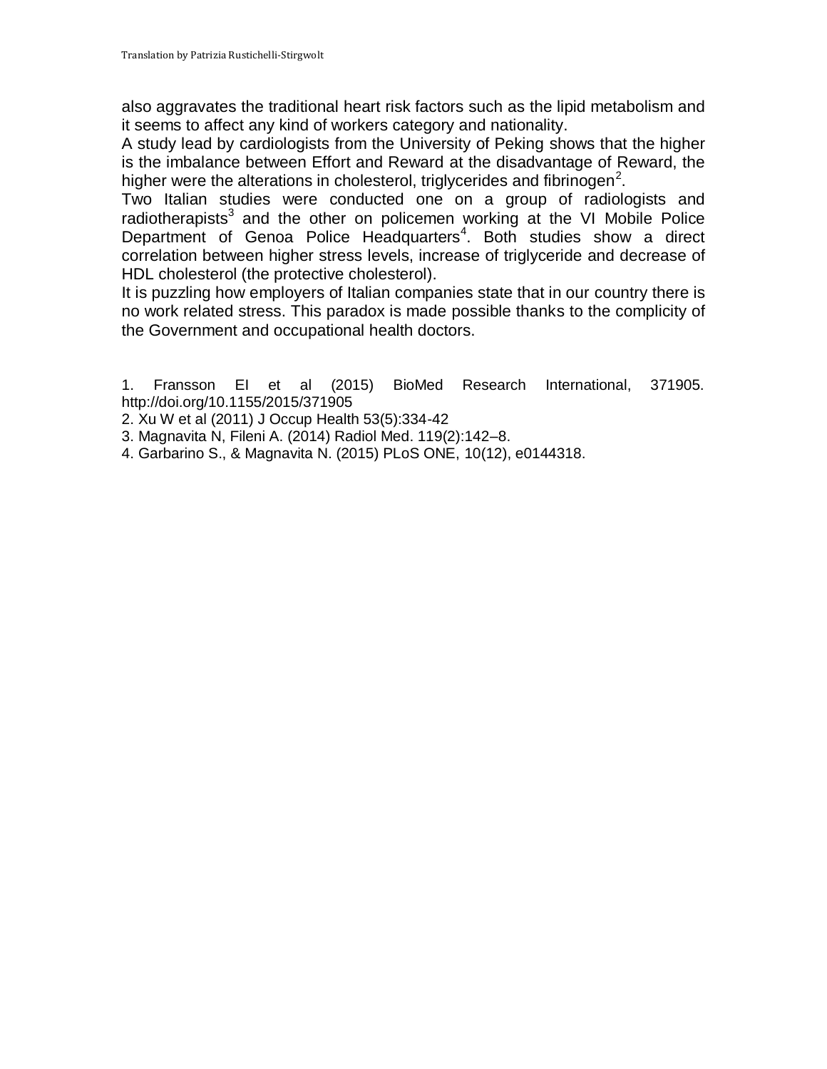also aggravates the traditional heart risk factors such as the lipid metabolism and it seems to affect any kind of workers category and nationality.

A study lead by cardiologists from the University of Peking shows that the higher is the imbalance between Effort and Reward at the disadvantage of Reward, the higher were the alterations in cholesterol, triglycerides and fibrinogen[2].

Two Italian studies were conducted one on a group of radiologists and radiotherapists[3] and the other on policemen working at the VI Mobile Police Department of Genoa Police Headquarters[4]. Both studies show a direct correlation between higher stress levels, increase of triglyceride and decrease of HDL cholesterol (the protective cholesterol).

It is puzzling how employers of Italian companies state that in our country there is no work related stress. This paradox is made possible thanks to the complicity of the Government and occupational health doctors.

1. Fransson EI et al (2015) BioMed Research International, 371905. http://doi.org/10.1155/2015/371905
2. Xu W et al (2011) J Occup Health 53(5):334-42
3. Magnavita N, Fileni A. (2014) Radiol Med. 119(2):142–8.
4. Garbarino S., & Magnavita N. (2015) PLoS ONE, 10(12), e0144318.